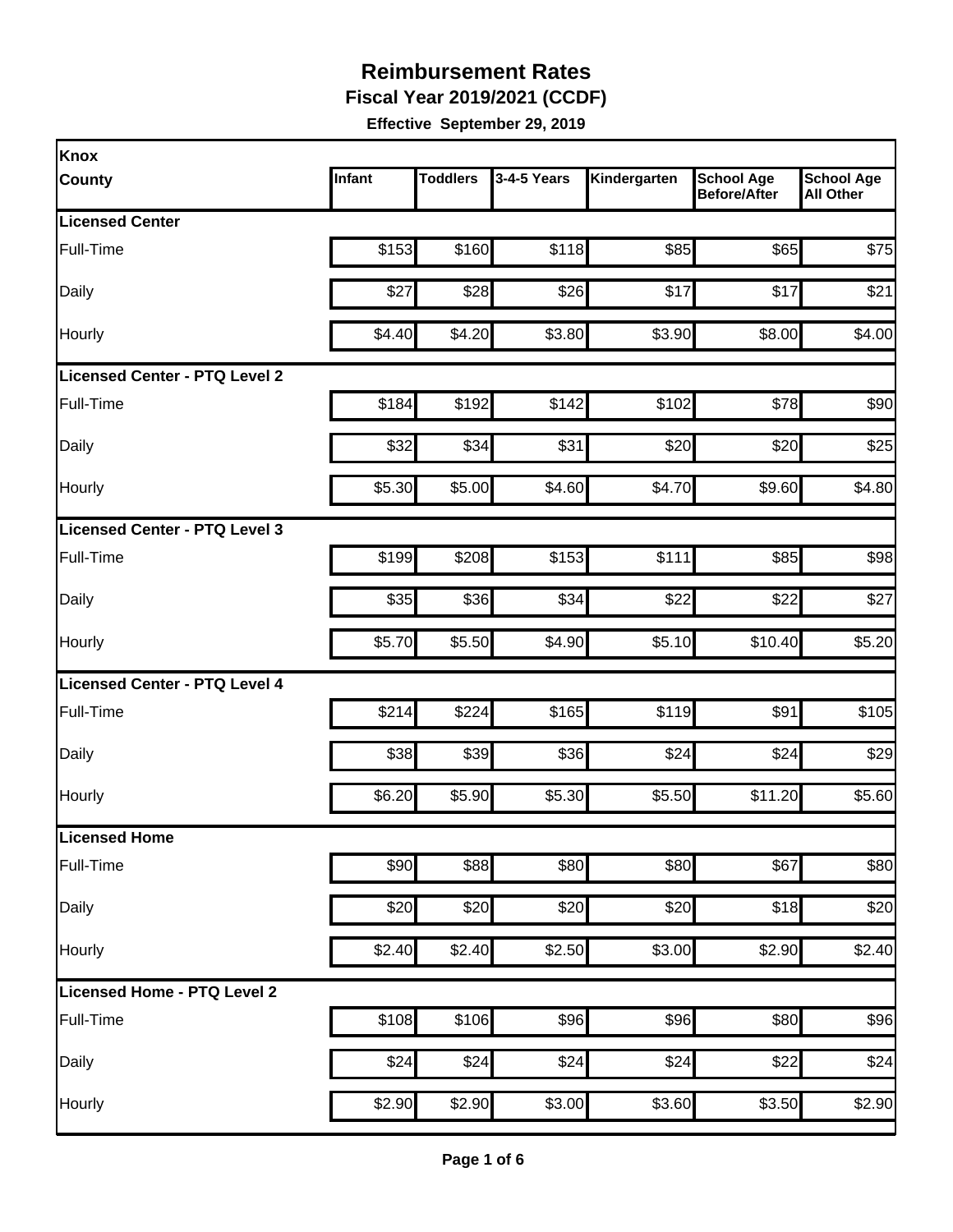# Reimbursement Rates

## Fiscal Year 2019/2021 (CCDF)

**Effective September 29, 2019**

| Knox County | Infant | Toddlers | 3-4-5 Years | Kindergarten | School Age Before/After | School Age All Other |
|---|---|---|---|---|---|---|
| **Licensed Center** | | | | | | |
| Full-Time | $153 | $160 | $118 | $85 | $65 | $75 |
| Daily | $27 | $28 | $26 | $17 | $17 | $21 |
| Hourly | $4.40 | $4.20 | $3.80 | $3.90 | $8.00 | $4.00 |
| **Licensed Center - PTQ Level 2** | | | | | | |
| Full-Time | $184 | $192 | $142 | $102 | $78 | $90 |
| Daily | $32 | $34 | $31 | $20 | $20 | $25 |
| Hourly | $5.30 | $5.00 | $4.60 | $4.70 | $9.60 | $4.80 |
| **Licensed Center - PTQ Level 3** | | | | | | |
| Full-Time | $199 | $208 | $153 | $111 | $85 | $98 |
| Daily | $35 | $36 | $34 | $22 | $22 | $27 |
| Hourly | $5.70 | $5.50 | $4.90 | $5.10 | $10.40 | $5.20 |
| **Licensed Center - PTQ Level 4** | | | | | | |
| Full-Time | $214 | $224 | $165 | $119 | $91 | $105 |
| Daily | $38 | $39 | $36 | $24 | $24 | $29 |
| Hourly | $6.20 | $5.90 | $5.30 | $5.50 | $11.20 | $5.60 |
| **Licensed Home** | | | | | | |
| Full-Time | $90 | $88 | $80 | $80 | $67 | $80 |
| Daily | $20 | $20 | $20 | $20 | $18 | $20 |
| Hourly | $2.40 | $2.40 | $2.50 | $3.00 | $2.90 | $2.40 |
| **Licensed Home - PTQ Level 2** | | | | | | |
| Full-Time | $108 | $106 | $96 | $96 | $80 | $96 |
| Daily | $24 | $24 | $24 | $24 | $22 | $24 |
| Hourly | $2.90 | $2.90 | $3.00 | $3.60 | $3.50 | $2.90 |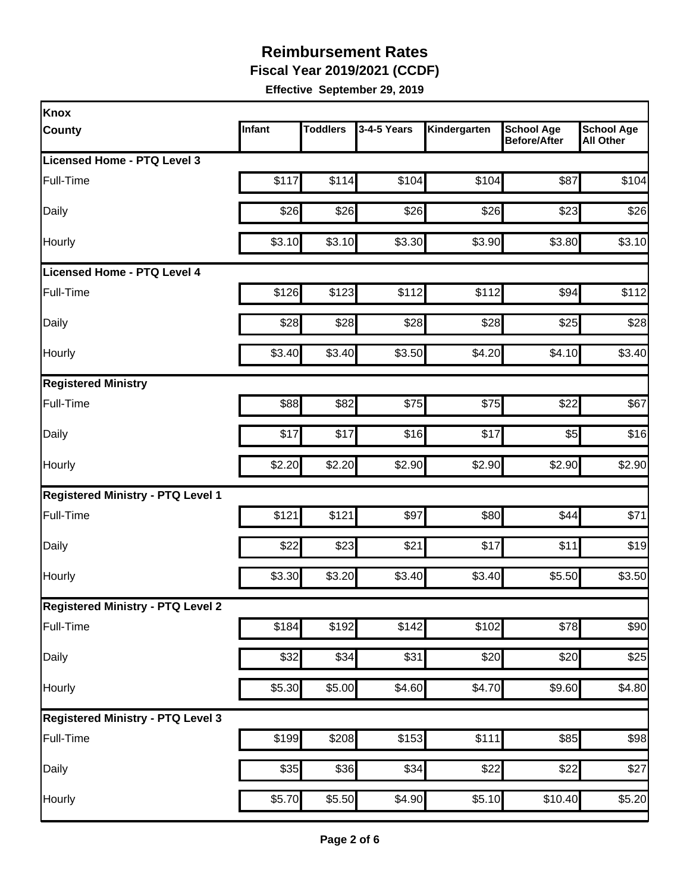# Reimbursement Rates

**Fiscal Year 2019/2021 (CCDF)**

**Effective September 29, 2019**

| Knox County | Infant | Toddlers | 3-4-5 Years | Kindergarten | School Age Before/After | School Age All Other |
|---|---|---|---|---|---|---|
| **Licensed Home - PTQ Level 3** | | | | | | |
| Full-Time | $117 | $114 | $104 | $104 | $87 | $104 |
| Daily | $26 | $26 | $26 | $26 | $23 | $26 |
| Hourly | $3.10 | $3.10 | $3.30 | $3.90 | $3.80 | $3.10 |
| **Licensed Home - PTQ Level 4** | | | | | | |
| Full-Time | $126 | $123 | $112 | $112 | $94 | $112 |
| Daily | $28 | $28 | $28 | $28 | $25 | $28 |
| Hourly | $3.40 | $3.40 | $3.50 | $4.20 | $4.10 | $3.40 |
| **Registered Ministry** | | | | | | |
| Full-Time | $88 | $82 | $75 | $75 | $22 | $67 |
| Daily | $17 | $17 | $16 | $17 | $5 | $16 |
| Hourly | $2.20 | $2.20 | $2.90 | $2.90 | $2.90 | $2.90 |
| **Registered Ministry - PTQ Level 1** | | | | | | |
| Full-Time | $121 | $121 | $97 | $80 | $44 | $71 |
| Daily | $22 | $23 | $21 | $17 | $11 | $19 |
| Hourly | $3.30 | $3.20 | $3.40 | $3.40 | $5.50 | $3.50 |
| **Registered Ministry - PTQ Level 2** | | | | | | |
| Full-Time | $184 | $192 | $142 | $102 | $78 | $90 |
| Daily | $32 | $34 | $31 | $20 | $20 | $25 |
| Hourly | $5.30 | $5.00 | $4.60 | $4.70 | $9.60 | $4.80 |
| **Registered Ministry - PTQ Level 3** | | | | | | |
| Full-Time | $199 | $208 | $153 | $111 | $85 | $98 |
| Daily | $35 | $36 | $34 | $22 | $22 | $27 |
| Hourly | $5.70 | $5.50 | $4.90 | $5.10 | $10.40 | $5.20 |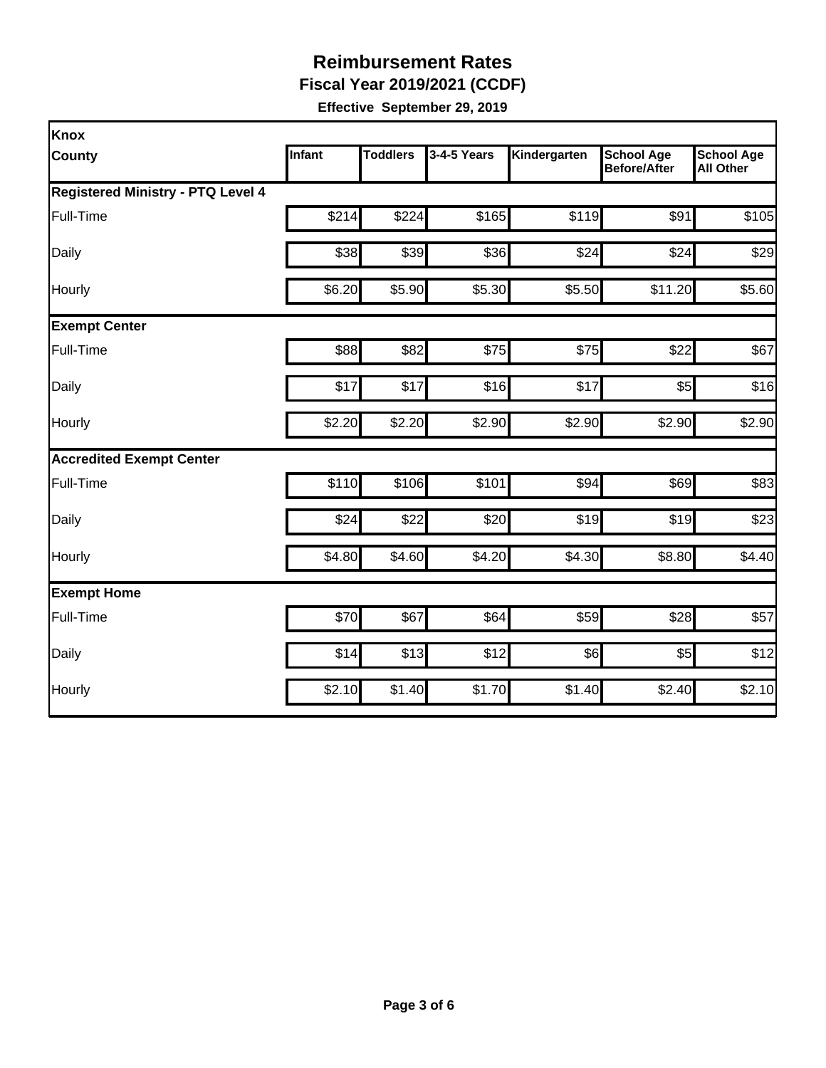# Reimbursement Rates

**Fiscal Year 2019/2021 (CCDF)**

**Effective September 29, 2019**

| Knox County | Infant | Toddlers | 3-4-5 Years | Kindergarten | School Age Before/After | School Age All Other |
|---|---|---|---|---|---|---|
| **Registered Ministry - PTQ Level 4** | | | | | | |
| Full-Time | $214 | $224 | $165 | $119 | $91 | $105 |
| Daily | $38 | $39 | $36 | $24 | $24 | $29 |
| Hourly | $6.20 | $5.90 | $5.30 | $5.50 | $11.20 | $5.60 |
| **Exempt Center** | | | | | | |
| Full-Time | $88 | $82 | $75 | $75 | $22 | $67 |
| Daily | $17 | $17 | $16 | $17 | $5 | $16 |
| Hourly | $2.20 | $2.20 | $2.90 | $2.90 | $2.90 | $2.90 |
| **Accredited Exempt Center** | | | | | | |
| Full-Time | $110 | $106 | $101 | $94 | $69 | $83 |
| Daily | $24 | $22 | $20 | $19 | $19 | $23 |
| Hourly | $4.80 | $4.60 | $4.20 | $4.30 | $8.80 | $4.40 |
| **Exempt Home** | | | | | | |
| Full-Time | $70 | $67 | $64 | $59 | $28 | $57 |
| Daily | $14 | $13 | $12 | $6 | $5 | $12 |
| Hourly | $2.10 | $1.40 | $1.70 | $1.40 | $2.40 | $2.10 |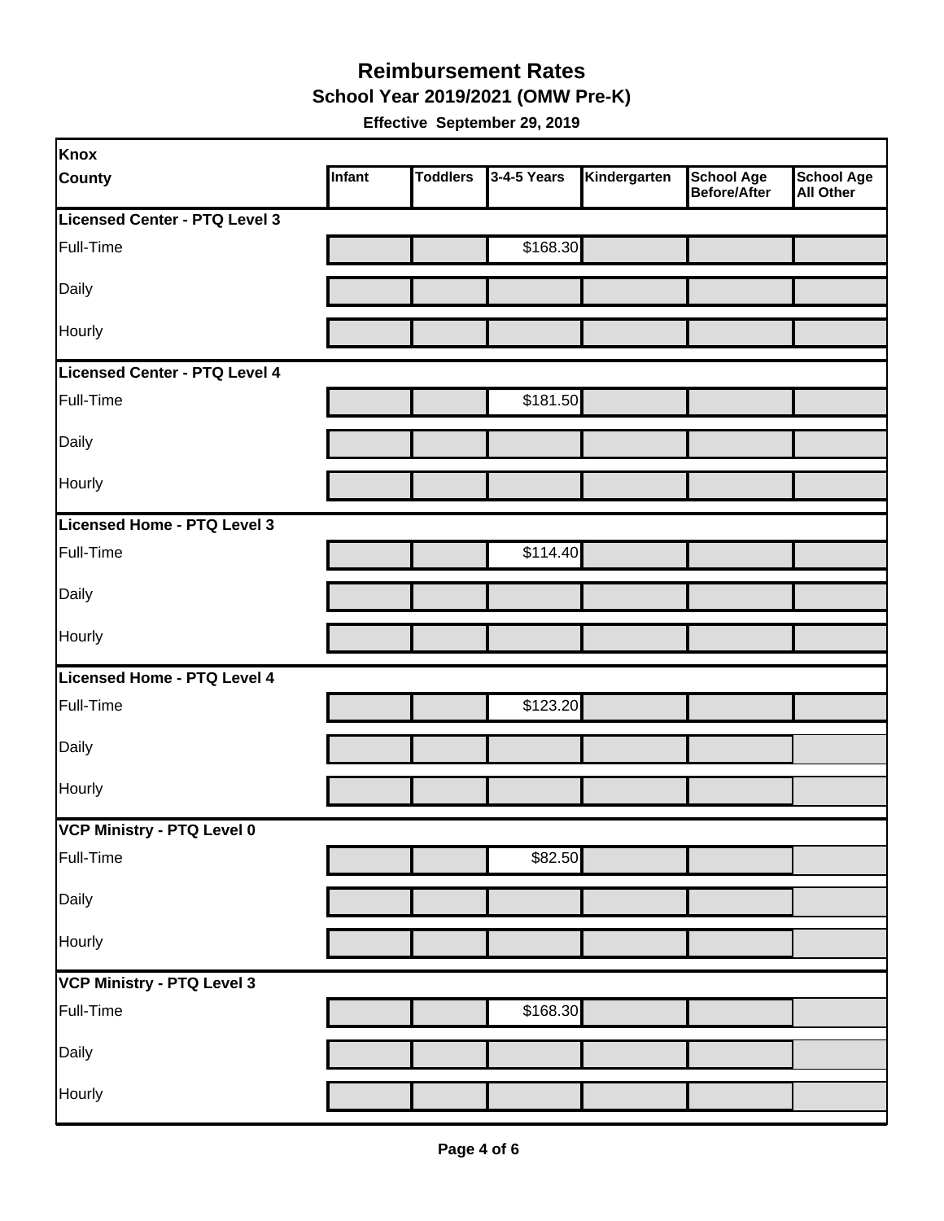# Reimbursement Rates

## School Year 2019/2021 (OMW Pre-K)

**Effective September 29, 2019**

| Knox County | Infant | Toddlers | 3-4-5 Years | Kindergarten | School Age Before/After | School Age All Other |
|---|---|---|---|---|---|---|
| **Licensed Center - PTQ Level 3** | | | | | | |
| Full-Time | | | $168.30 | | | |
| Daily | | | | | | |
| Hourly | | | | | | |
| **Licensed Center - PTQ Level 4** | | | | | | |
| Full-Time | | | $181.50 | | | |
| Daily | | | | | | |
| Hourly | | | | | | |
| **Licensed Home - PTQ Level 3** | | | | | | |
| Full-Time | | | $114.40 | | | |
| Daily | | | | | | |
| Hourly | | | | | | |
| **Licensed Home - PTQ Level 4** | | | | | | |
| Full-Time | | | $123.20 | | | |
| Daily | | | | | | |
| Hourly | | | | | | |
| **VCP Ministry - PTQ Level 0** | | | | | | |
| Full-Time | | | $82.50 | | | |
| Daily | | | | | | |
| Hourly | | | | | | |
| **VCP Ministry - PTQ Level 3** | | | | | | |
| Full-Time | | | $168.30 | | | |
| Daily | | | | | | |
| Hourly | | | | | | |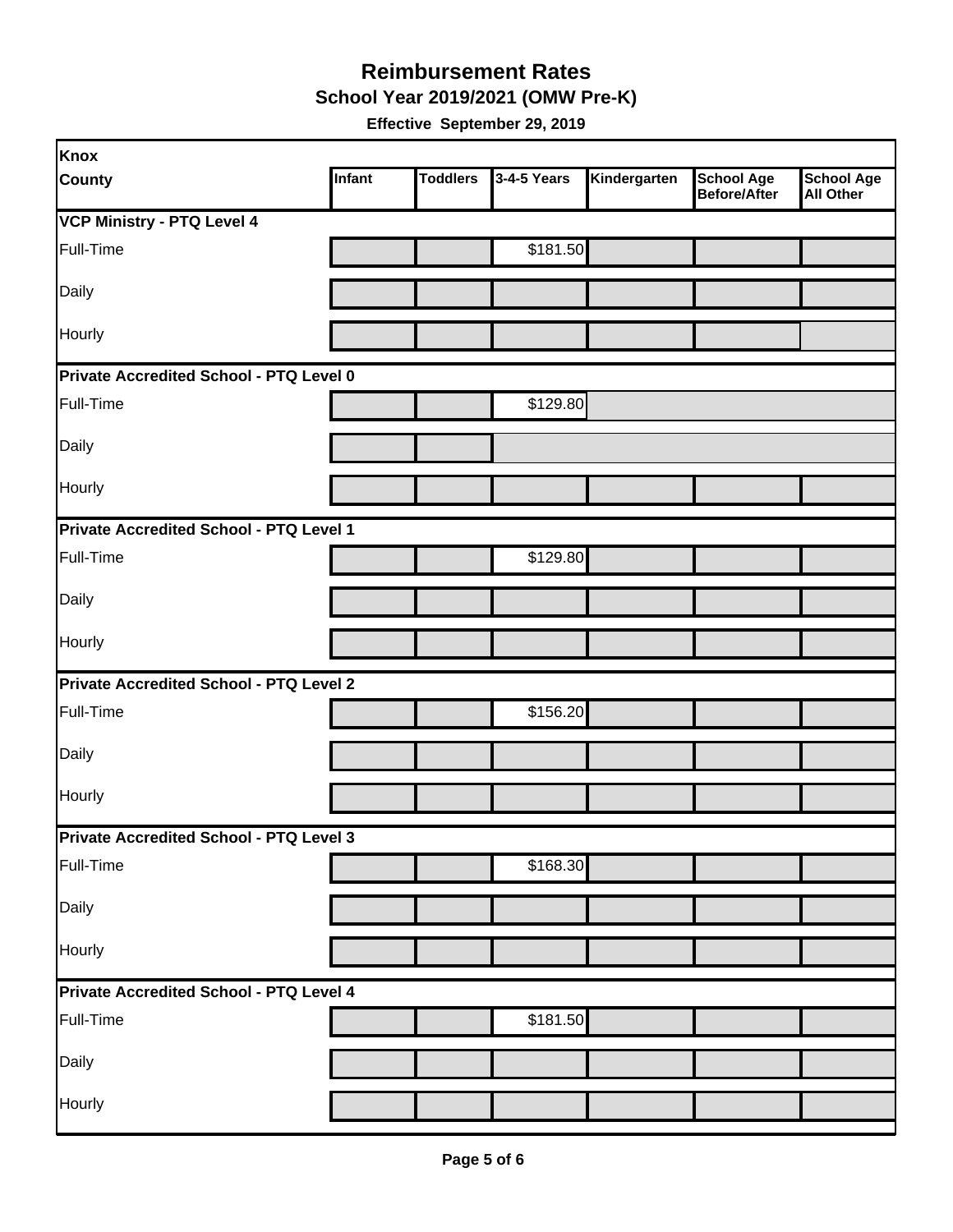# Reimbursement Rates

## School Year 2019/2021 (OMW Pre-K)

**Effective September 29, 2019**

| Knox County | Infant | Toddlers | 3-4-5 Years | Kindergarten | School Age Before/After | School Age All Other |
|---|---|---|---|---|---|---|
| **VCP Ministry - PTQ Level 4** | | | | | | |
| Full-Time | | | $181.50 | | | |
| Daily | | | | | | |
| Hourly | | | | | | |
| **Private Accredited School - PTQ Level 0** | | | | | | |
| Full-Time | | | $129.80 | | | |
| Daily | | | | | | |
| Hourly | | | | | | |
| **Private Accredited School - PTQ Level 1** | | | | | | |
| Full-Time | | | $129.80 | | | |
| Daily | | | | | | |
| Hourly | | | | | | |
| **Private Accredited School - PTQ Level 2** | | | | | | |
| Full-Time | | | $156.20 | | | |
| Daily | | | | | | |
| Hourly | | | | | | |
| **Private Accredited School - PTQ Level 3** | | | | | | |
| Full-Time | | | $168.30 | | | |
| Daily | | | | | | |
| Hourly | | | | | | |
| **Private Accredited School - PTQ Level 4** | | | | | | |
| Full-Time | | | $181.50 | | | |
| Daily | | | | | | |
| Hourly | | | | | | |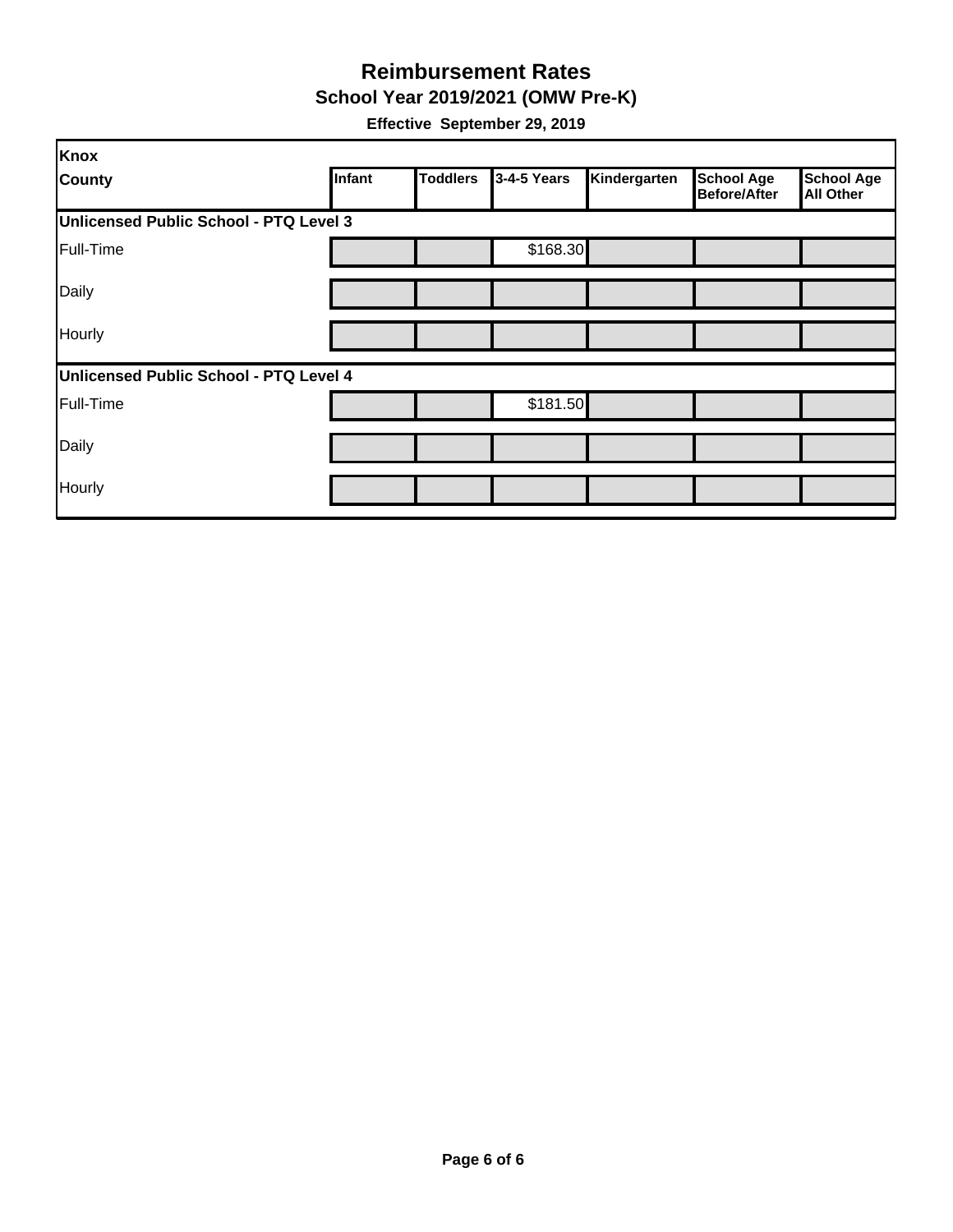# Reimbursement Rates

## School Year 2019/2021 (OMW Pre-K)

**Effective September 29, 2019**

| Knox County | Infant | Toddlers | 3-4-5 Years | Kindergarten | School Age Before/After | School Age All Other |
|---|---|---|---|---|---|---|
| **Unlicensed Public School - PTQ Level 3** | | | | | | |
| Full-Time | | | $168.30 | | | |
| Daily | | | | | | |
| Hourly | | | | | | |
| **Unlicensed Public School - PTQ Level 4** | | | | | | |
| Full-Time | | | $181.50 | | | |
| Daily | | | | | | |
| Hourly | | | | | | |